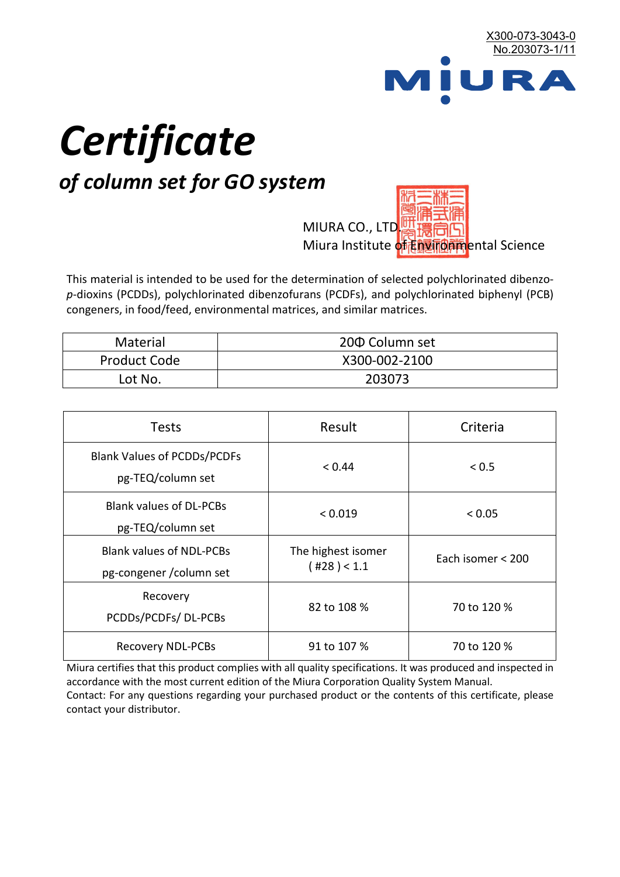X300-073-3043-0
No.203073-1/11

MIURA

# Certificate

## *of column set for GO system*

MIURA CO., LTD.
Miura Institute of Environmental Science

This material is intended to be used for the determination of selected polychlorinated dibenzo-*p*-dioxins (PCDDs), polychlorinated dibenzofurans (PCDFs), and polychlorinated biphenyl (PCB) congeners, in food/feed, environmental matrices, and similar matrices.

| Material | 20Φ Column set |
|---|---|
| Product Code | X300-002-2100 |
| Lot No. | 203073 |

| Tests | Result | Criteria |
|---|---|---|
| Blank Values of PCDDs/PCDFs pg-TEQ/column set | < 0.44 | < 0.5 |
| Blank values of DL-PCBs pg-TEQ/column set | < 0.019 | < 0.05 |
| Blank values of NDL-PCBs pg-congener /column set | The highest isomer ( #28 ) < 1.1 | Each isomer < 200 |
| Recovery PCDDs/PCDFs/ DL-PCBs | 82 to 108 % | 70 to 120 % |
| Recovery NDL-PCBs | 91 to 107 % | 70 to 120 % |

Miura certifies that this product complies with all quality specifications. It was produced and inspected in accordance with the most current edition of the Miura Corporation Quality System Manual.
Contact: For any questions regarding your purchased product or the contents of this certificate, please contact your distributor.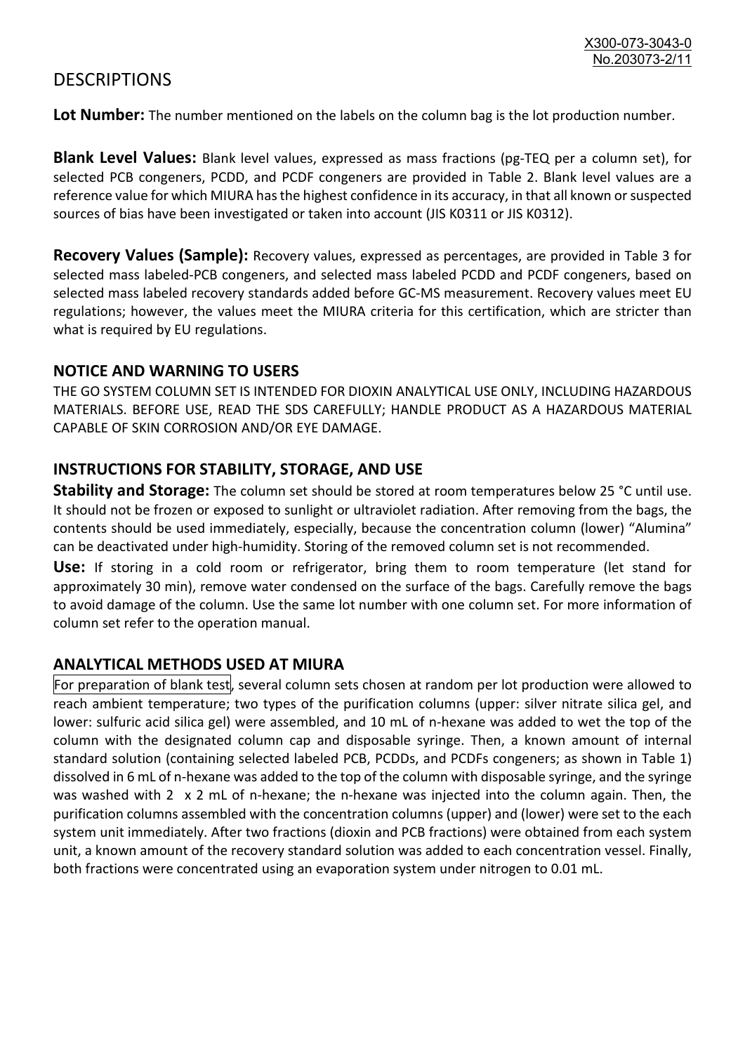# DESCRIPTIONS

**Lot Number:** The number mentioned on the labels on the column bag is the lot production number.

**Blank Level Values:** Blank level values, expressed as mass fractions (pg-TEQ per a column set), for selected PCB congeners, PCDD, and PCDF congeners are provided in Table 2. Blank level values are a reference value for which MIURA has the highest confidence in its accuracy, in that all known or suspected sources of bias have been investigated or taken into account (JIS K0311 or JIS K0312).

**Recovery Values (Sample):** Recovery values, expressed as percentages, are provided in Table 3 for selected mass labeled-PCB congeners, and selected mass labeled PCDD and PCDF congeners, based on selected mass labeled recovery standards added before GC-MS measurement. Recovery values meet EU regulations; however, the values meet the MIURA criteria for this certification, which are stricter than what is required by EU regulations.

## NOTICE AND WARNING TO USERS

THE GO SYSTEM COLUMN SET IS INTENDED FOR DIOXIN ANALYTICAL USE ONLY, INCLUDING HAZARDOUS MATERIALS. BEFORE USE, READ THE SDS CAREFULLY; HANDLE PRODUCT AS A HAZARDOUS MATERIAL CAPABLE OF SKIN CORROSION AND/OR EYE DAMAGE.

## INSTRUCTIONS FOR STABILITY, STORAGE, AND USE

**Stability and Storage:** The column set should be stored at room temperatures below 25 °C until use. It should not be frozen or exposed to sunlight or ultraviolet radiation. After removing from the bags, the contents should be used immediately, especially, because the concentration column (lower) "Alumina" can be deactivated under high-humidity. Storing of the removed column set is not recommended.

**Use:** If storing in a cold room or refrigerator, bring them to room temperature (let stand for approximately 30 min), remove water condensed on the surface of the bags. Carefully remove the bags to avoid damage of the column. Use the same lot number with one column set. For more information of column set refer to the operation manual.

## ANALYTICAL METHODS USED AT MIURA

For preparation of blank test, several column sets chosen at random per lot production were allowed to reach ambient temperature; two types of the purification columns (upper: silver nitrate silica gel, and lower: sulfuric acid silica gel) were assembled, and 10 mL of n-hexane was added to wet the top of the column with the designated column cap and disposable syringe. Then, a known amount of internal standard solution (containing selected labeled PCB, PCDDs, and PCDFs congeners; as shown in Table 1) dissolved in 6 mL of n-hexane was added to the top of the column with disposable syringe, and the syringe was washed with 2 x 2 mL of n-hexane; the n-hexane was injected into the column again. Then, the purification columns assembled with the concentration columns (upper) and (lower) were set to the each system unit immediately. After two fractions (dioxin and PCB fractions) were obtained from each system unit, a known amount of the recovery standard solution was added to each concentration vessel. Finally, both fractions were concentrated using an evaporation system under nitrogen to 0.01 mL.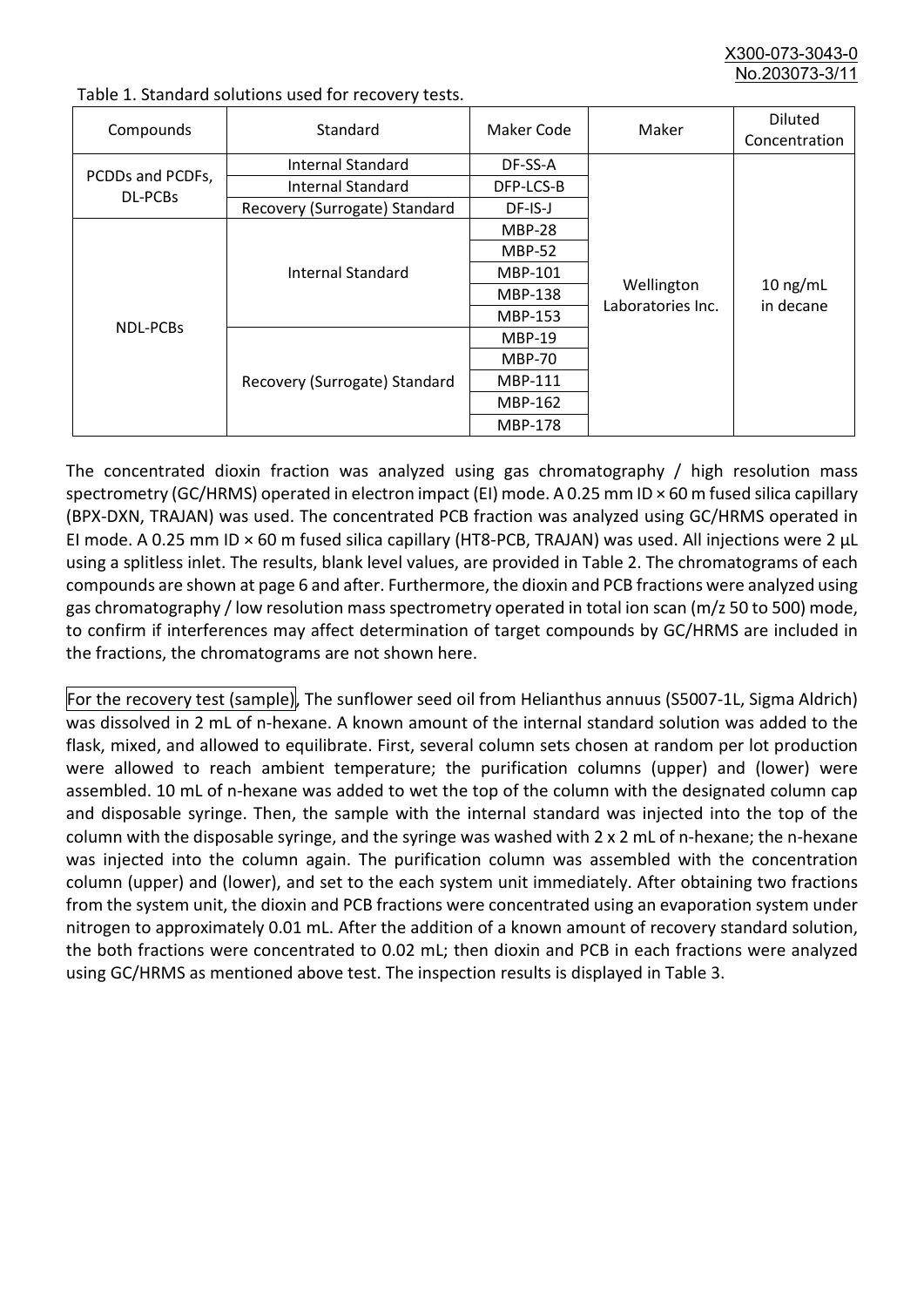Table 1. Standard solutions used for recovery tests.

| Compounds | Standard | Maker Code | Maker | Diluted Concentration |
|---|---|---|---|---|
| PCDDs and PCDFs, DL-PCBs | Internal Standard | DF-SS-A | Wellington Laboratories Inc. | 10 ng/mL in decane |
| | Internal Standard | DFP-LCS-B | | |
| | Recovery (Surrogate) Standard | DF-IS-J | | |
| NDL-PCBs | Internal Standard | MBP-28 | | |
| | | MBP-52 | | |
| | | MBP-101 | | |
| | | MBP-138 | | |
| | | MBP-153 | | |
| | Recovery (Surrogate) Standard | MBP-19 | | |
| | | MBP-70 | | |
| | | MBP-111 | | |
| | | MBP-162 | | |
| | | MBP-178 | | |

The concentrated dioxin fraction was analyzed using gas chromatography / high resolution mass spectrometry (GC/HRMS) operated in electron impact (EI) mode. A 0.25 mm ID × 60 m fused silica capillary (BPX-DXN, TRAJAN) was used. The concentrated PCB fraction was analyzed using GC/HRMS operated in EI mode. A 0.25 mm ID × 60 m fused silica capillary (HT8-PCB, TRAJAN) was used. All injections were 2 µL using a splitless inlet. The results, blank level values, are provided in Table 2. The chromatograms of each compounds are shown at page 6 and after. Furthermore, the dioxin and PCB fractions were analyzed using gas chromatography / low resolution mass spectrometry operated in total ion scan (m/z 50 to 500) mode, to confirm if interferences may affect determination of target compounds by GC/HRMS are included in the fractions, the chromatograms are not shown here.

For the recovery test (sample), The sunflower seed oil from Helianthus annuus (S5007-1L, Sigma Aldrich) was dissolved in 2 mL of n-hexane. A known amount of the internal standard solution was added to the flask, mixed, and allowed to equilibrate. First, several column sets chosen at random per lot production were allowed to reach ambient temperature; the purification columns (upper) and (lower) were assembled. 10 mL of n-hexane was added to wet the top of the column with the designated column cap and disposable syringe. Then, the sample with the internal standard was injected into the top of the column with the disposable syringe, and the syringe was washed with 2 x 2 mL of n-hexane; the n-hexane was injected into the column again. The purification column was assembled with the concentration column (upper) and (lower), and set to the each system unit immediately. After obtaining two fractions from the system unit, the dioxin and PCB fractions were concentrated using an evaporation system under nitrogen to approximately 0.01 mL. After the addition of a known amount of recovery standard solution, the both fractions were concentrated to 0.02 mL; then dioxin and PCB in each fractions were analyzed using GC/HRMS as mentioned above test. The inspection results is displayed in Table 3.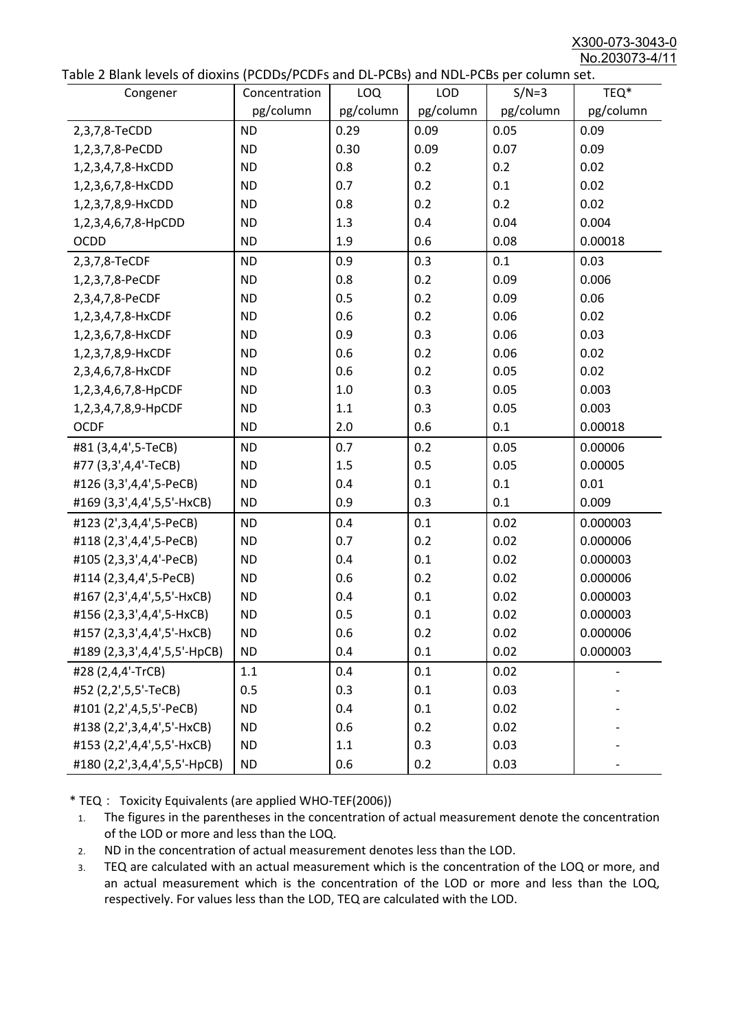Table 2 Blank levels of dioxins (PCDDs/PCDFs and DL-PCBs) and NDL-PCBs per column set.

| Congener | Concentration pg/column | LOQ pg/column | LOD pg/column | S/N=3 pg/column | TEQ* pg/column |
|---|---|---|---|---|---|
| 2,3,7,8-TeCDD | ND | 0.29 | 0.09 | 0.05 | 0.09 |
| 1,2,3,7,8-PeCDD | ND | 0.30 | 0.09 | 0.07 | 0.09 |
| 1,2,3,4,7,8-HxCDD | ND | 0.8 | 0.2 | 0.2 | 0.02 |
| 1,2,3,6,7,8-HxCDD | ND | 0.7 | 0.2 | 0.1 | 0.02 |
| 1,2,3,7,8,9-HxCDD | ND | 0.8 | 0.2 | 0.2 | 0.02 |
| 1,2,3,4,6,7,8-HpCDD | ND | 1.3 | 0.4 | 0.04 | 0.004 |
| OCDD | ND | 1.9 | 0.6 | 0.08 | 0.00018 |
| 2,3,7,8-TeCDF | ND | 0.9 | 0.3 | 0.1 | 0.03 |
| 1,2,3,7,8-PeCDF | ND | 0.8 | 0.2 | 0.09 | 0.006 |
| 2,3,4,7,8-PeCDF | ND | 0.5 | 0.2 | 0.09 | 0.06 |
| 1,2,3,4,7,8-HxCDF | ND | 0.6 | 0.2 | 0.06 | 0.02 |
| 1,2,3,6,7,8-HxCDF | ND | 0.9 | 0.3 | 0.06 | 0.03 |
| 1,2,3,7,8,9-HxCDF | ND | 0.6 | 0.2 | 0.06 | 0.02 |
| 2,3,4,6,7,8-HxCDF | ND | 0.6 | 0.2 | 0.05 | 0.02 |
| 1,2,3,4,6,7,8-HpCDF | ND | 1.0 | 0.3 | 0.05 | 0.003 |
| 1,2,3,4,7,8,9-HpCDF | ND | 1.1 | 0.3 | 0.05 | 0.003 |
| OCDF | ND | 2.0 | 0.6 | 0.1 | 0.00018 |
| #81 (3,4,4',5-TeCB) | ND | 0.7 | 0.2 | 0.05 | 0.00006 |
| #77 (3,3',4,4'-TeCB) | ND | 1.5 | 0.5 | 0.05 | 0.00005 |
| #126 (3,3',4,4',5-PeCB) | ND | 0.4 | 0.1 | 0.1 | 0.01 |
| #169 (3,3',4,4',5,5'-HxCB) | ND | 0.9 | 0.3 | 0.1 | 0.009 |
| #123 (2',3,4,4',5-PeCB) | ND | 0.4 | 0.1 | 0.02 | 0.000003 |
| #118 (2,3',4,4',5-PeCB) | ND | 0.7 | 0.2 | 0.02 | 0.000006 |
| #105 (2,3,3',4,4'-PeCB) | ND | 0.4 | 0.1 | 0.02 | 0.000003 |
| #114 (2,3,4,4',5-PeCB) | ND | 0.6 | 0.2 | 0.02 | 0.000006 |
| #167 (2,3',4,4',5,5'-HxCB) | ND | 0.4 | 0.1 | 0.02 | 0.000003 |
| #156 (2,3,3',4,4',5-HxCB) | ND | 0.5 | 0.1 | 0.02 | 0.000003 |
| #157 (2,3,3',4,4',5'-HxCB) | ND | 0.6 | 0.2 | 0.02 | 0.000006 |
| #189 (2,3,3',4,4',5,5'-HpCB) | ND | 0.4 | 0.1 | 0.02 | 0.000003 |
| #28 (2,4,4'-TrCB) | 1.1 | 0.4 | 0.1 | 0.02 | - |
| #52 (2,2',5,5'-TeCB) | 0.5 | 0.3 | 0.1 | 0.03 | - |
| #101 (2,2',4,5,5'-PeCB) | ND | 0.4 | 0.1 | 0.02 | - |
| #138 (2,2',3,4,4',5'-HxCB) | ND | 0.6 | 0.2 | 0.02 | - |
| #153 (2,2',4,4',5,5'-HxCB) | ND | 1.1 | 0.3 | 0.03 | - |
| #180 (2,2',3,4,4',5,5'-HpCB) | ND | 0.6 | 0.2 | 0.03 | - |

* TEQ： Toxicity Equivalents (are applied WHO-TEF(2006))

1. The figures in the parentheses in the concentration of actual measurement denote the concentration of the LOD or more and less than the LOQ.
2. ND in the concentration of actual measurement denotes less than the LOD.
3. TEQ are calculated with an actual measurement which is the concentration of the LOQ or more, and an actual measurement which is the concentration of the LOD or more and less than the LOQ, respectively. For values less than the LOD, TEQ are calculated with the LOD.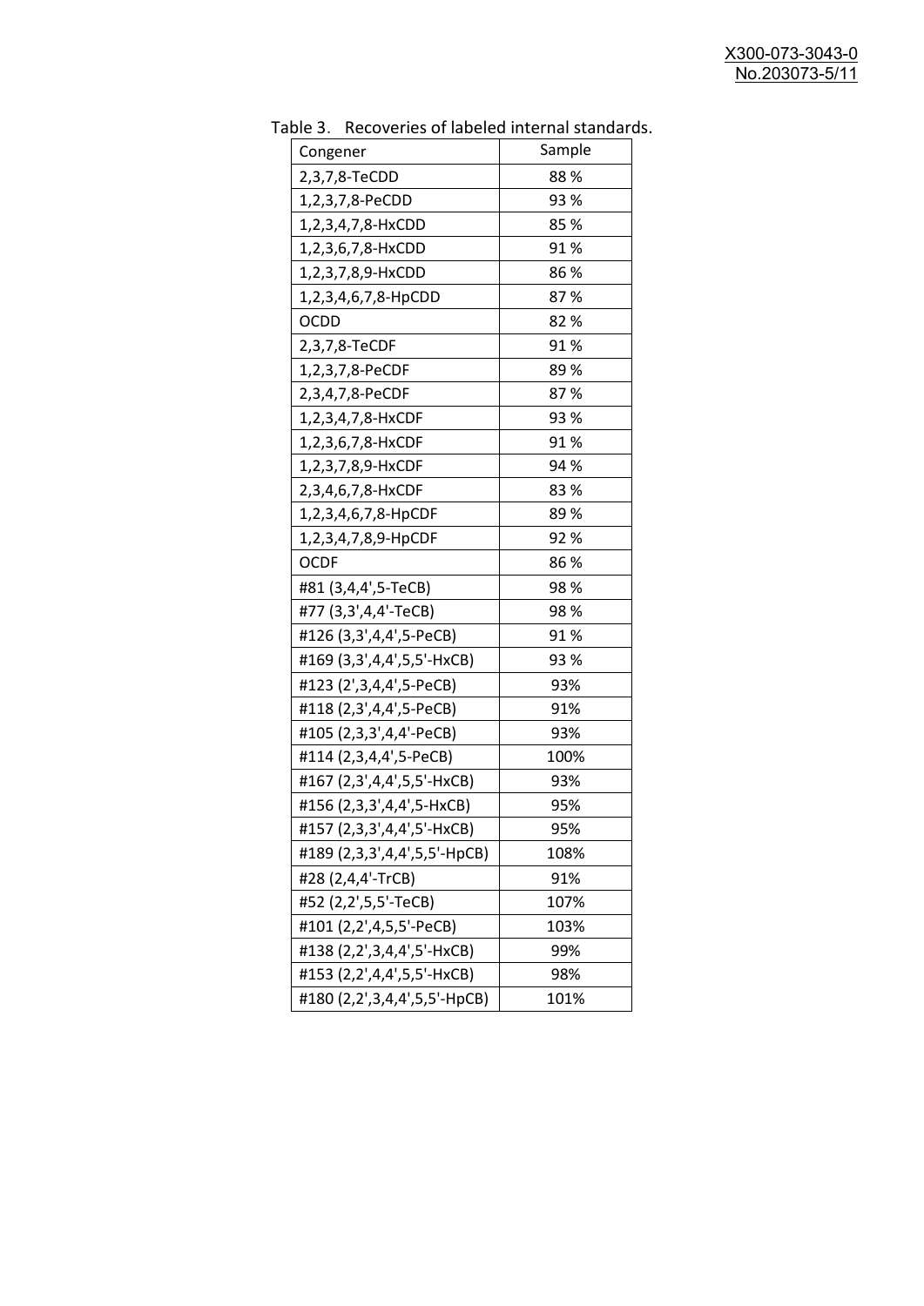Table 3. Recoveries of labeled internal standards.

| Congener | Sample |
|---|---|
| 2,3,7,8-TeCDD | 88 % |
| 1,2,3,7,8-PeCDD | 93 % |
| 1,2,3,4,7,8-HxCDD | 85 % |
| 1,2,3,6,7,8-HxCDD | 91 % |
| 1,2,3,7,8,9-HxCDD | 86 % |
| 1,2,3,4,6,7,8-HpCDD | 87 % |
| OCDD | 82 % |
| 2,3,7,8-TeCDF | 91 % |
| 1,2,3,7,8-PeCDF | 89 % |
| 2,3,4,7,8-PeCDF | 87 % |
| 1,2,3,4,7,8-HxCDF | 93 % |
| 1,2,3,6,7,8-HxCDF | 91 % |
| 1,2,3,7,8,9-HxCDF | 94 % |
| 2,3,4,6,7,8-HxCDF | 83 % |
| 1,2,3,4,6,7,8-HpCDF | 89 % |
| 1,2,3,4,7,8,9-HpCDF | 92 % |
| OCDF | 86 % |
| #81 (3,4,4',5-TeCB) | 98 % |
| #77 (3,3',4,4'-TeCB) | 98 % |
| #126 (3,3',4,4',5-PeCB) | 91 % |
| #169 (3,3',4,4',5,5'-HxCB) | 93 % |
| #123 (2',3,4,4',5-PeCB) | 93% |
| #118 (2,3',4,4',5-PeCB) | 91% |
| #105 (2,3,3',4,4'-PeCB) | 93% |
| #114 (2,3,4,4',5-PeCB) | 100% |
| #167 (2,3',4,4',5,5'-HxCB) | 93% |
| #156 (2,3,3',4,4',5-HxCB) | 95% |
| #157 (2,3,3',4,4',5'-HxCB) | 95% |
| #189 (2,3,3',4,4',5,5'-HpCB) | 108% |
| #28 (2,4,4'-TrCB) | 91% |
| #52 (2,2',5,5'-TeCB) | 107% |
| #101 (2,2',4,5,5'-PeCB) | 103% |
| #138 (2,2',3,4,4',5'-HxCB) | 99% |
| #153 (2,2',4,4',5,5'-HxCB) | 98% |
| #180 (2,2',3,4,4',5,5'-HpCB) | 101% |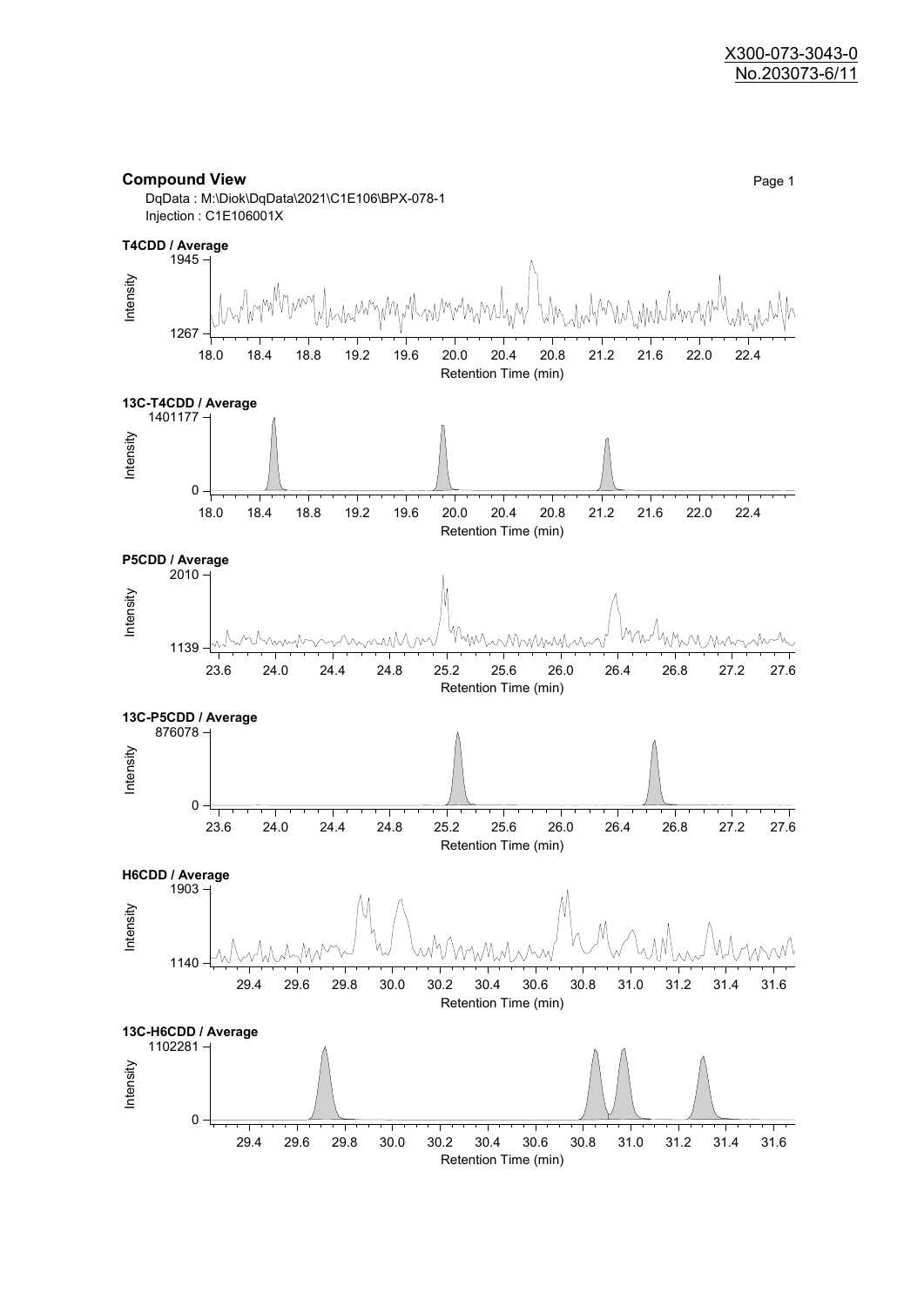## Compound View

DqData : M:\Diok\DqData\2021\C1E106\BPX-078-1
Injection : C1E106001X

**T4CDD / Average**

Intensity: 1267 – 1945
Retention Time (min): 18.0 – 22.4

**13C-T4CDD / Average**

Intensity: 0 – 1401177
Retention Time (min): 18.0 – 22.4

**P5CDD / Average**

Intensity: 1139 – 2010
Retention Time (min): 23.6 – 27.6

**13C-P5CDD / Average**

Intensity: 0 – 876078
Retention Time (min): 23.6 – 27.6

**H6CDD / Average**

Intensity: 1140 – 1903
Retention Time (min): 29.4 – 31.6

**13C-H6CDD / Average**

Intensity: 0 – 1102281
Retention Time (min): 29.4 – 31.6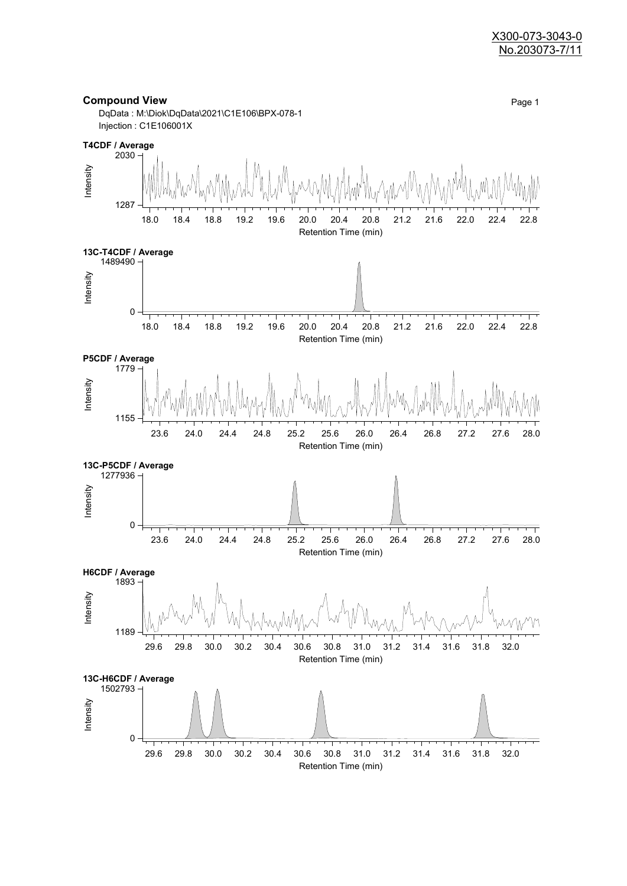X300-073-3043-0
No.203073-7/11

## Compound View

DqData : M:\Diok\DqData\2021\C1E106\BPX-078-1
Injection : C1E106001X

**T4CDF / Average**

Intensity: 1287 – 2030
Retention Time (min): 18.0, 18.4, 18.8, 19.2, 19.6, 20.0, 20.4, 20.8, 21.2, 21.6, 22.0, 22.4, 22.8

**13C-T4CDF / Average**

Intensity: 0 – 1489490
Retention Time (min): 18.0, 18.4, 18.8, 19.2, 19.6, 20.0, 20.4, 20.8, 21.2, 21.6, 22.0, 22.4, 22.8

**P5CDF / Average**

Intensity: 1155 – 1779
Retention Time (min): 23.6, 24.0, 24.4, 24.8, 25.2, 25.6, 26.0, 26.4, 26.8, 27.2, 27.6, 28.0

**13C-P5CDF / Average**

Intensity: 0 – 1277936
Retention Time (min): 23.6, 24.0, 24.4, 24.8, 25.2, 25.6, 26.0, 26.4, 26.8, 27.2, 27.6, 28.0

**H6CDF / Average**

Intensity: 1189 – 1893
Retention Time (min): 29.6, 29.8, 30.0, 30.2, 30.4, 30.6, 30.8, 31.0, 31.2, 31.4, 31.6, 31.8, 32.0

**13C-H6CDF / Average**

Intensity: 0 – 1502793
Retention Time (min): 29.6, 29.8, 30.0, 30.2, 30.4, 30.6, 30.8, 31.0, 31.2, 31.4, 31.6, 31.8, 32.0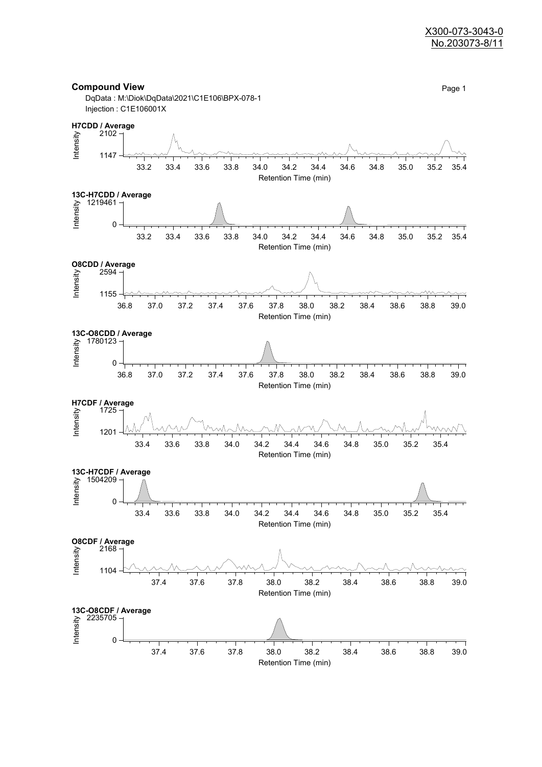X300-073-3043-0
No.203073-8/11

**Compound View**

DqData : M:\Diok\DqData\2021\C1E106\BPX-078-1
Injection : C1E106001X

**H7CDD / Average**

Intensity: 2102 – 1147
Retention Time (min): 33.2, 33.4, 33.6, 33.8, 34.0, 34.2, 34.4, 34.6, 34.8, 35.0, 35.2, 35.4

**13C-H7CDD / Average**

Intensity: 1219461 – 0
Retention Time (min): 33.2, 33.4, 33.6, 33.8, 34.0, 34.2, 34.4, 34.6, 34.8, 35.0, 35.2, 35.4

**O8CDD / Average**

Intensity: 2594 – 1155
Retention Time (min): 36.8, 37.0, 37.2, 37.4, 37.6, 37.8, 38.0, 38.2, 38.4, 38.6, 38.8, 39.0

**13C-O8CDD / Average**

Intensity: 1780123 – 0
Retention Time (min): 36.8, 37.0, 37.2, 37.4, 37.6, 37.8, 38.0, 38.2, 38.4, 38.6, 38.8, 39.0

**H7CDF / Average**

Intensity: 1725 – 1201
Retention Time (min): 33.4, 33.6, 33.8, 34.0, 34.2, 34.4, 34.6, 34.8, 35.0, 35.2, 35.4

**13C-H7CDF / Average**

Intensity: 1504209 – 0
Retention Time (min): 33.4, 33.6, 33.8, 34.0, 34.2, 34.4, 34.6, 34.8, 35.0, 35.2, 35.4

**O8CDF / Average**

Intensity: 2168 – 1104
Retention Time (min): 37.4, 37.6, 37.8, 38.0, 38.2, 38.4, 38.6, 38.8, 39.0

**13C-O8CDF / Average**

Intensity: 2235705 – 0
Retention Time (min): 37.4, 37.6, 37.8, 38.0, 38.2, 38.4, 38.6, 38.8, 39.0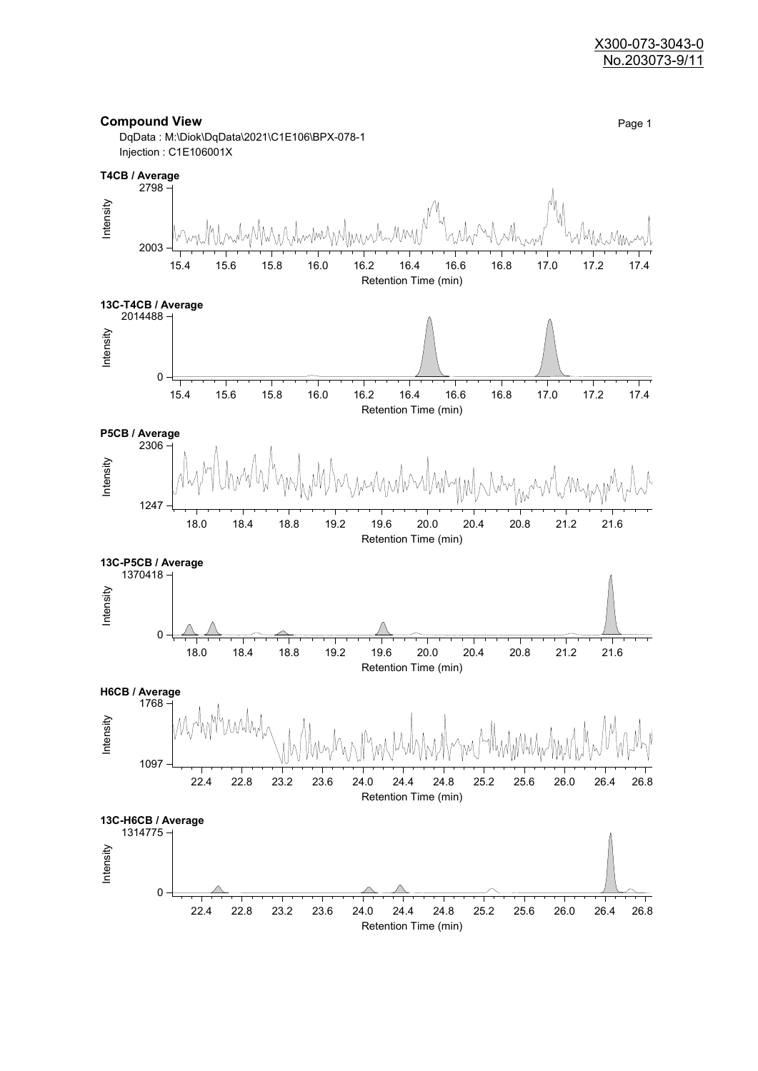X300-073-3043-0
No.203073-9/11

## Compound View

DqData : M:\Diok\DqData\2021\C1E106\BPX-078-1
Injection : C1E106001X

**T4CB / Average**

Intensity: 2003 – 2798
Retention Time (min): 15.4 – 17.4

**13C-T4CB / Average**

Intensity: 0 – 2014488
Retention Time (min): 15.4 – 17.4

**P5CB / Average**

Intensity: 1247 – 2306
Retention Time (min): 18.0 – 21.6

**13C-P5CB / Average**

Intensity: 0 – 1370418
Retention Time (min): 18.0 – 21.6

**H6CB / Average**

Intensity: 1097 – 1768
Retention Time (min): 22.4 – 26.8

**13C-H6CB / Average**

Intensity: 0 – 1314775
Retention Time (min): 22.4 – 26.8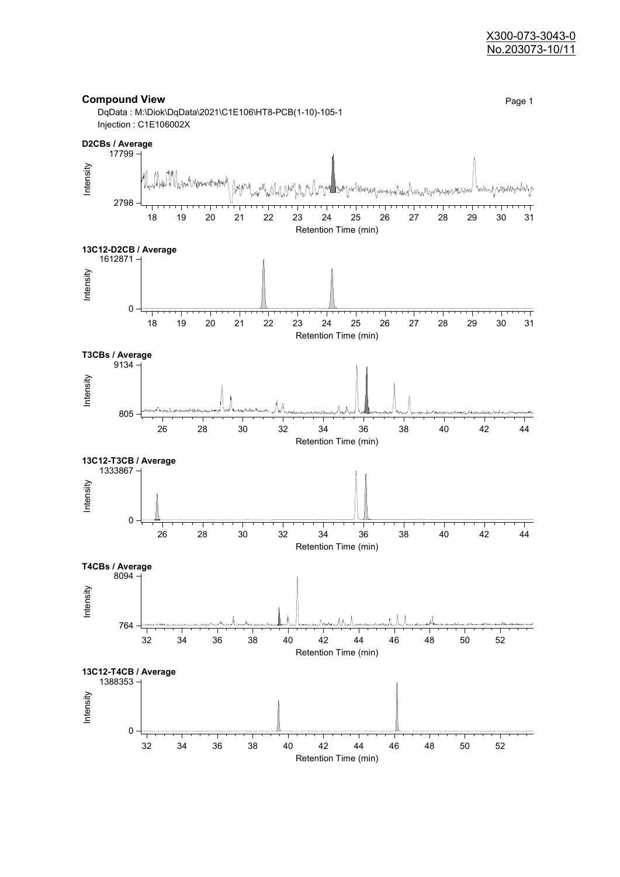X300-073-3043-0
No.203073-10/11

## Compound View

DqData : M:\Diok\DqData\2021\C1E106\HT8-PCB(1-10)-105-1
Injection : C1E106002X

**D2CBs / Average**

Intensity: 2798 – 17799
Retention Time (min): 18 19 20 21 22 23 24 25 26 27 28 29 30 31

**13C12-D2CB / Average**

Intensity: 0 – 1612871
Retention Time (min): 18 19 20 21 22 23 24 25 26 27 28 29 30 31

**T3CBs / Average**

Intensity: 805 – 9134
Retention Time (min): 26 28 30 32 34 36 38 40 42 44

**13C12-T3CB / Average**

Intensity: 0 – 1333867
Retention Time (min): 26 28 30 32 34 36 38 40 42 44

**T4CBs / Average**

Intensity: 764 – 8094
Retention Time (min): 32 34 36 38 40 42 44 46 48 50 52

**13C12-T4CB / Average**

Intensity: 0 – 1388353
Retention Time (min): 32 34 36 38 40 42 44 46 48 50 52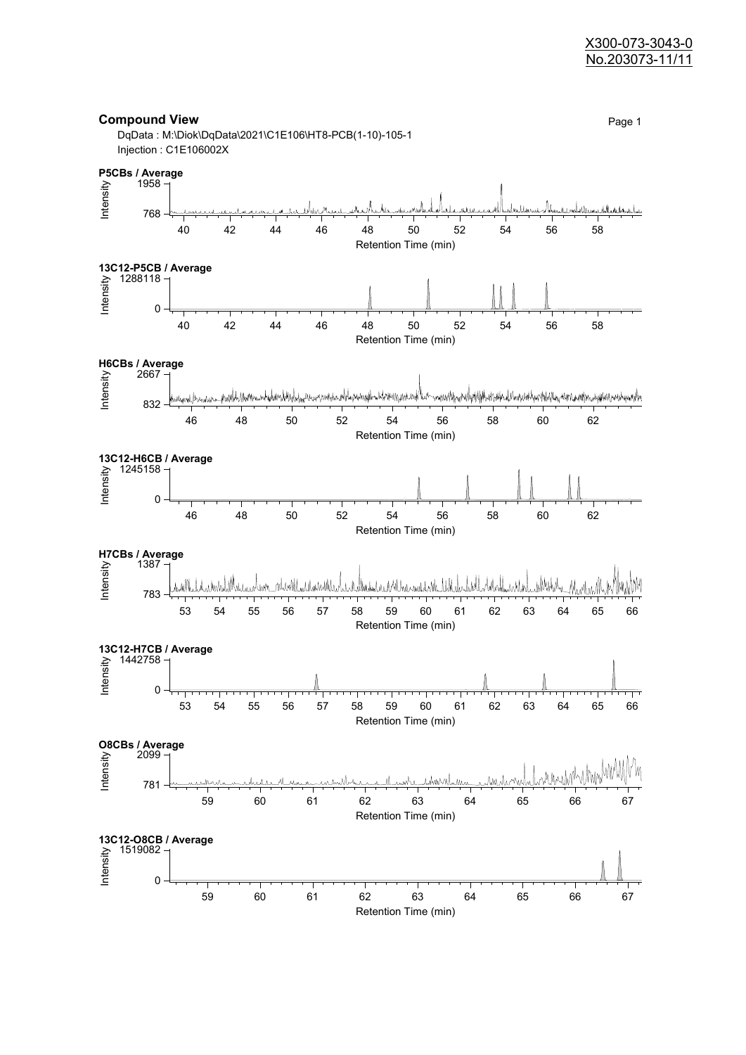X300-073-3043-0
No.203073-11/11

## Compound View

Page 1

DqData : M:\Diok\DqData\2021\C1E106\HT8-PCB(1-10)-105-1
Injection : C1E106002X

**P5CBs / Average**

Intensity
1958
768
40 42 44 46 48 50 52 54 56 58
Retention Time (min)

**13C12-P5CB / Average**

Intensity
1288118
0
40 42 44 46 48 50 52 54 56 58
Retention Time (min)

**H6CBs / Average**

Intensity
2667
832
46 48 50 52 54 56 58 60 62
Retention Time (min)

**13C12-H6CB / Average**

Intensity
1245158
0
46 48 50 52 54 56 58 60 62
Retention Time (min)

**H7CBs / Average**

Intensity
1387
783
53 54 55 56 57 58 59 60 61 62 63 64 65 66
Retention Time (min)

**13C12-H7CB / Average**

Intensity
1442758
0
53 54 55 56 57 58 59 60 61 62 63 64 65 66
Retention Time (min)

**O8CBs / Average**

Intensity
2099
781
59 60 61 62 63 64 65 66 67
Retention Time (min)

**13C12-O8CB / Average**

Intensity
1519082
0
59 60 61 62 63 64 65 66 67
Retention Time (min)